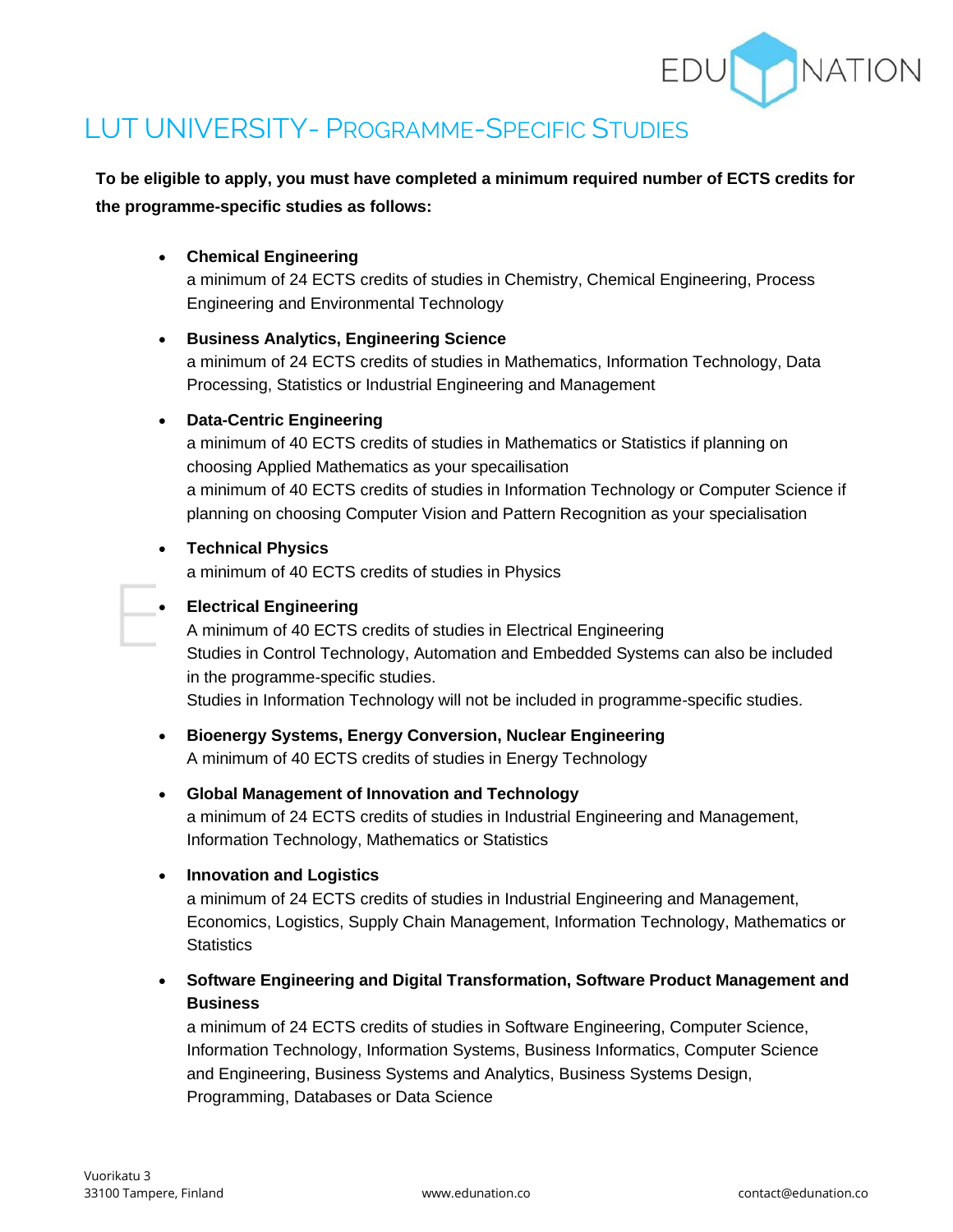# LUT UNIVERSITY- PROGRAMME-SPECIFIC STUDIES

**To be eligible to apply, you must have completed a minimum required number of ECTS credits for the programme-specific studies as follows:**

- **Chemical Engineering**
  a minimum of 24 ECTS credits of studies in Chemistry, Chemical Engineering, Process Engineering and Environmental Technology

- **Business Analytics, Engineering Science**
  a minimum of 24 ECTS credits of studies in Mathematics, Information Technology, Data Processing, Statistics or Industrial Engineering and Management

- **Data-Centric Engineering**
  a minimum of 40 ECTS credits of studies in Mathematics or Statistics if planning on choosing Applied Mathematics as your specailisation
  a minimum of 40 ECTS credits of studies in Information Technology or Computer Science if planning on choosing Computer Vision and Pattern Recognition as your specialisation

- **Technical Physics**
  a minimum of 40 ECTS credits of studies in Physics

- **Electrical Engineering**
  A minimum of 40 ECTS credits of studies in Electrical Engineering
  Studies in Control Technology, Automation and Embedded Systems can also be included in the programme-specific studies.
  Studies in Information Technology will not be included in programme-specific studies.

- **Bioenergy Systems, Energy Conversion, Nuclear Engineering**
  A minimum of 40 ECTS credits of studies in Energy Technology

- **Global Management of Innovation and Technology**
  a minimum of 24 ECTS credits of studies in Industrial Engineering and Management, Information Technology, Mathematics or Statistics

- **Innovation and Logistics**
  a minimum of 24 ECTS credits of studies in Industrial Engineering and Management, Economics, Logistics, Supply Chain Management, Information Technology, Mathematics or Statistics

- **Software Engineering and Digital Transformation, Software Product Management and Business**
  a minimum of 24 ECTS credits of studies in Software Engineering, Computer Science, Information Technology, Information Systems, Business Informatics, Computer Science and Engineering, Business Systems and Analytics, Business Systems Design, Programming, Databases or Data Science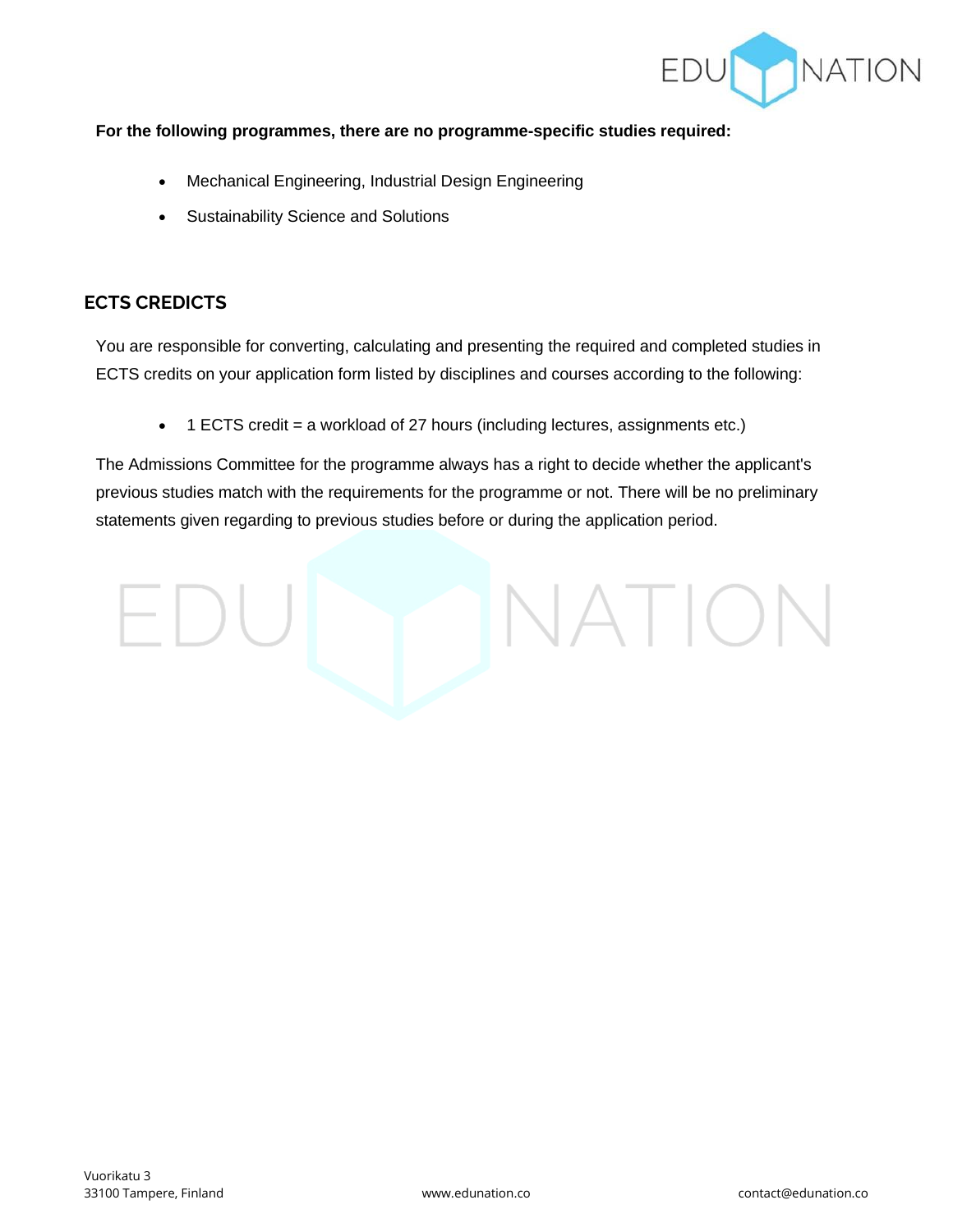**For the following programmes, there are no programme-specific studies required:**

- Mechanical Engineering, Industrial Design Engineering
- Sustainability Science and Solutions

## ECTS CREDITS

You are responsible for converting, calculating and presenting the required and completed studies in ECTS credits on your application form listed by disciplines and courses according to the following:

- 1 ECTS credit = a workload of 27 hours (including lectures, assignments etc.)

The Admissions Committee for the programme always has a right to decide whether the applicant's previous studies match with the requirements for the programme or not. There will be no preliminary statements given regarding to previous studies before or during the application period.